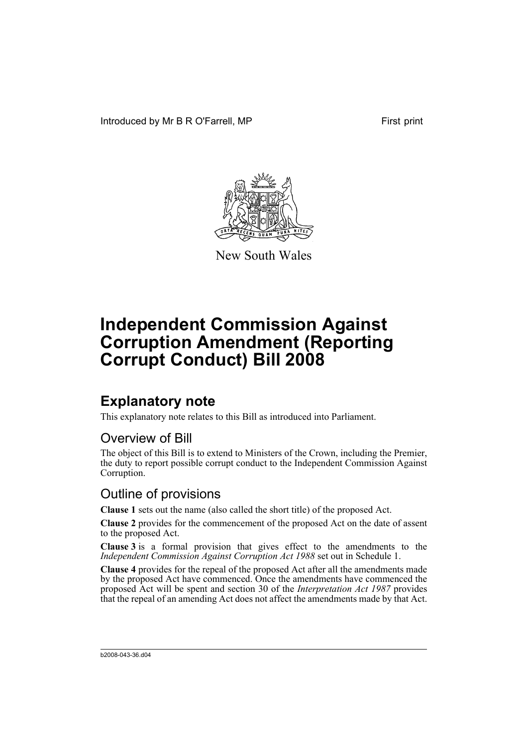Introduced by Mr B R O'Farrell, MP

First print

New South Wales

# Independent Commission Against Corruption Amendment (Reporting Corrupt Conduct) Bill 2008

## Explanatory note

This explanatory note relates to this Bill as introduced into Parliament.

### Overview of Bill

The object of this Bill is to extend to Ministers of the Crown, including the Premier, the duty to report possible corrupt conduct to the Independent Commission Against Corruption.

### Outline of provisions

**Clause 1** sets out the name (also called the short title) of the proposed Act.

**Clause 2** provides for the commencement of the proposed Act on the date of assent to the proposed Act.

**Clause 3** is a formal provision that gives effect to the amendments to the *Independent Commission Against Corruption Act 1988* set out in Schedule 1.

**Clause 4** provides for the repeal of the proposed Act after all the amendments made by the proposed Act have commenced. Once the amendments have commenced the proposed Act will be spent and section 30 of the *Interpretation Act 1987* provides that the repeal of an amending Act does not affect the amendments made by that Act.

b2008-043-36.d04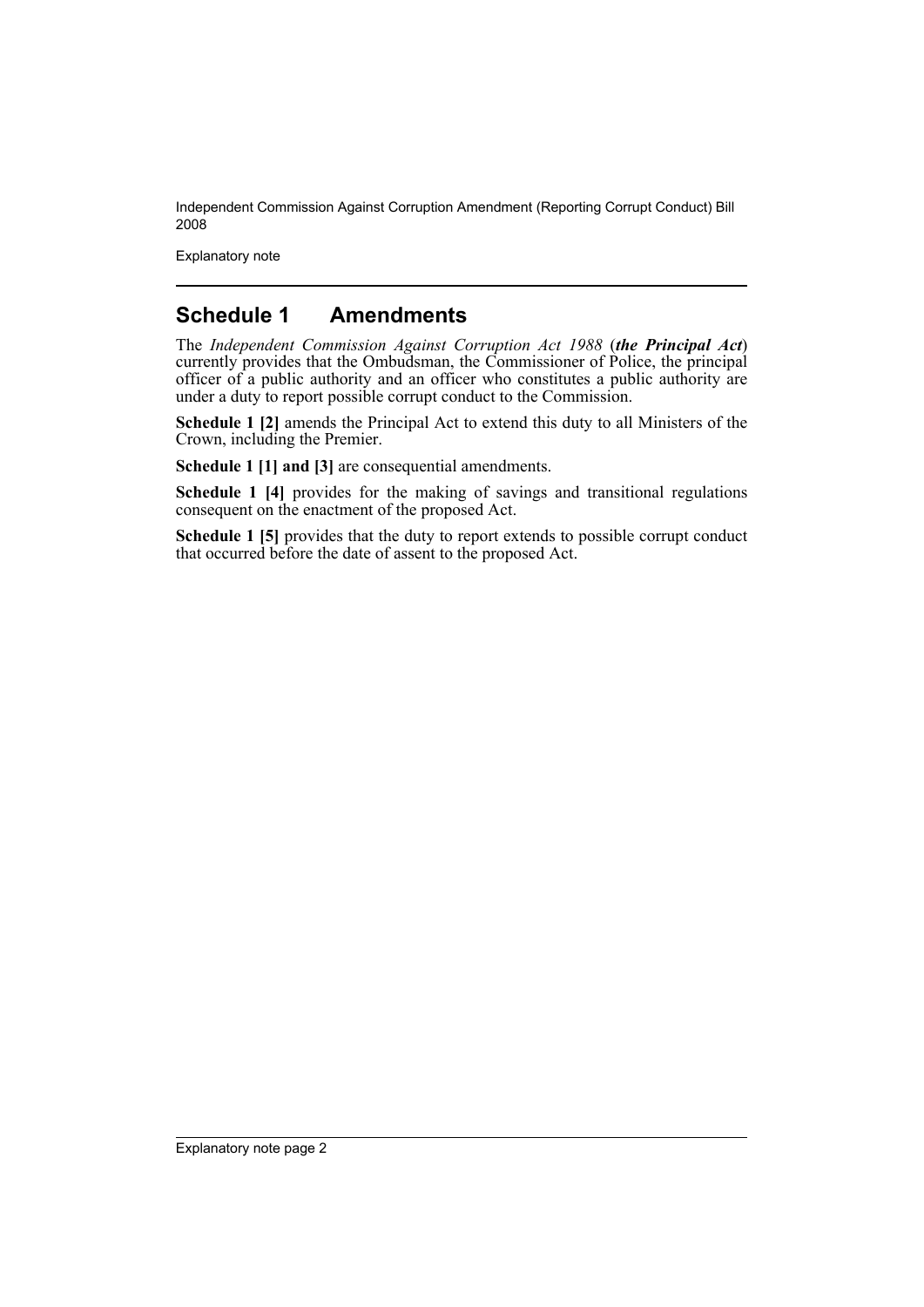## Schedule 1 Amendments

The *Independent Commission Against Corruption Act 1988* (***the Principal Act***) currently provides that the Ombudsman, the Commissioner of Police, the principal officer of a public authority and an officer who constitutes a public authority are under a duty to report possible corrupt conduct to the Commission.

**Schedule 1 [2]** amends the Principal Act to extend this duty to all Ministers of the Crown, including the Premier.

**Schedule 1 [1] and [3]** are consequential amendments.

**Schedule 1 [4]** provides for the making of savings and transitional regulations consequent on the enactment of the proposed Act.

**Schedule 1 [5]** provides that the duty to report extends to possible corrupt conduct that occurred before the date of assent to the proposed Act.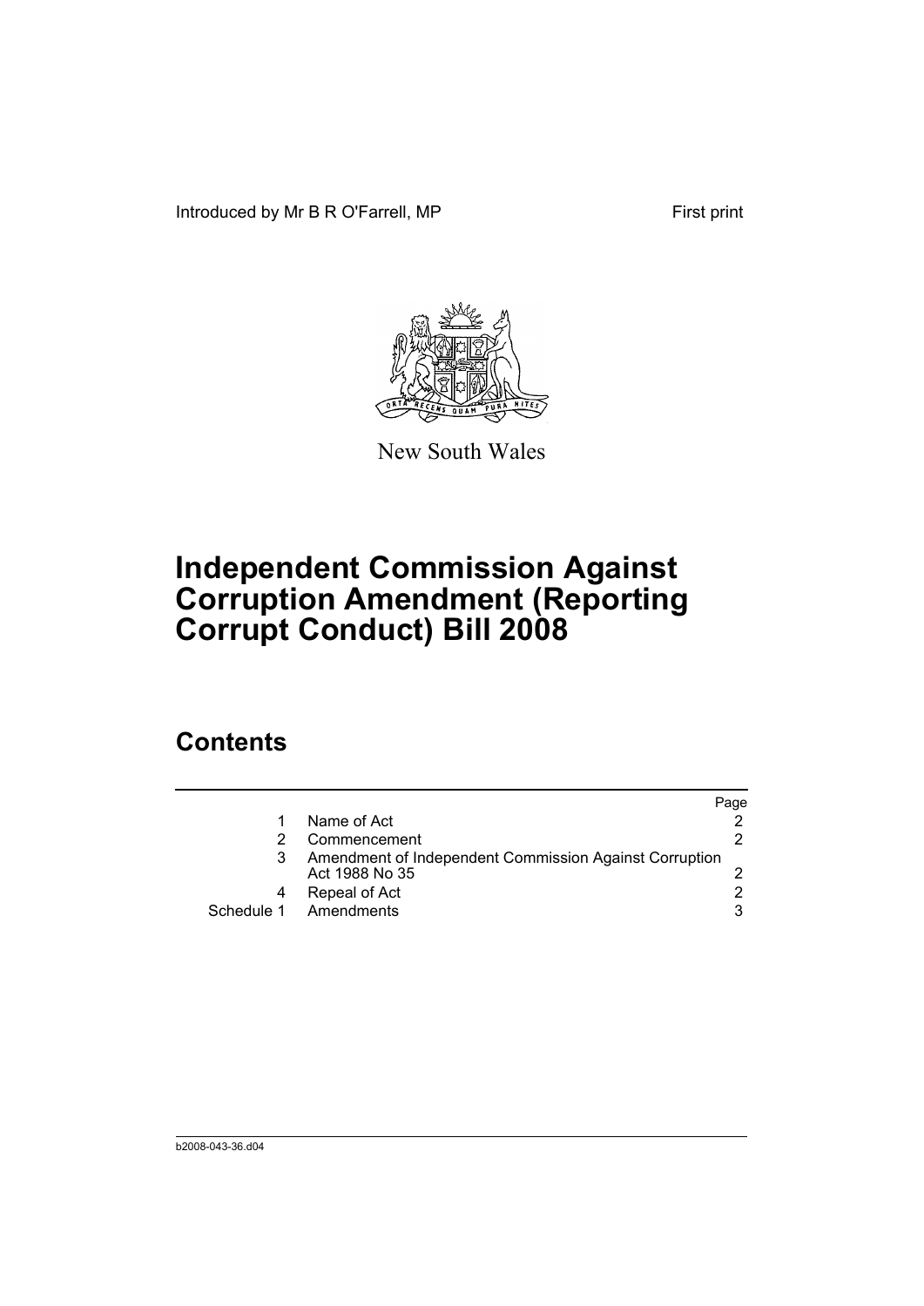Introduced by Mr B R O'Farrell, MP First print

New South Wales

# Independent Commission Against Corruption Amendment (Reporting Corrupt Conduct) Bill 2008

## Contents

| | | Page |
|---|---|---|
| 1 | Name of Act | 2 |
| 2 | Commencement | 2 |
| 3 | Amendment of Independent Commission Against Corruption Act 1988 No 35 | 2 |
| 4 | Repeal of Act | 2 |
| Schedule 1 | Amendments | 3 |

b2008-043-36.d04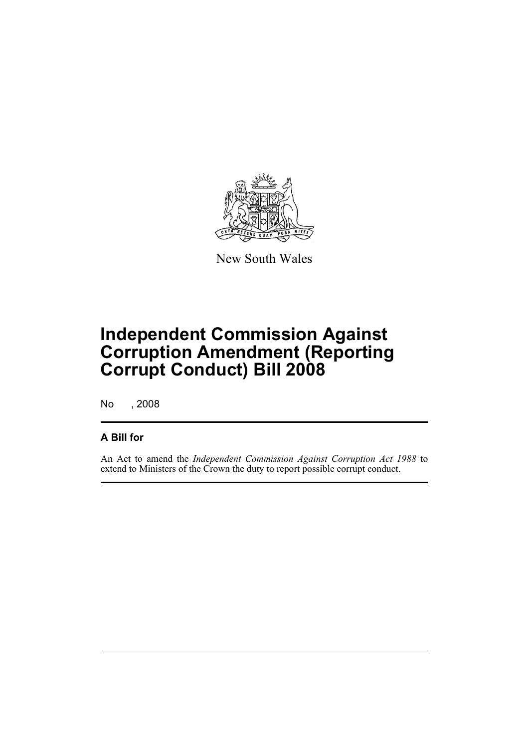New South Wales

# Independent Commission Against Corruption Amendment (Reporting Corrupt Conduct) Bill 2008

No , 2008

## A Bill for

An Act to amend the *Independent Commission Against Corruption Act 1988* to extend to Ministers of the Crown the duty to report possible corrupt conduct.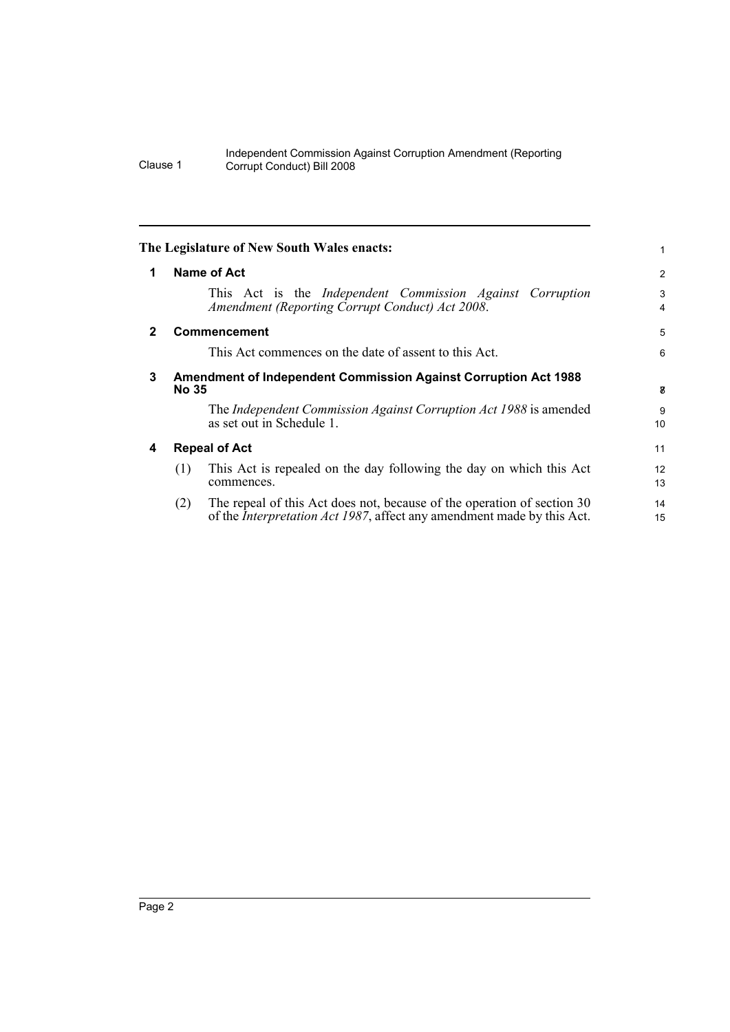**The Legislature of New South Wales enacts:**

## 1 Name of Act

This Act is the *Independent Commission Against Corruption Amendment (Reporting Corrupt Conduct) Act 2008*.

## 2 Commencement

This Act commences on the date of assent to this Act.

## 3 Amendment of Independent Commission Against Corruption Act 1988 No 35

The *Independent Commission Against Corruption Act 1988* is amended as set out in Schedule 1.

## 4 Repeal of Act

(1) This Act is repealed on the day following the day on which this Act commences.

(2) The repeal of this Act does not, because of the operation of section 30 of the *Interpretation Act 1987*, affect any amendment made by this Act.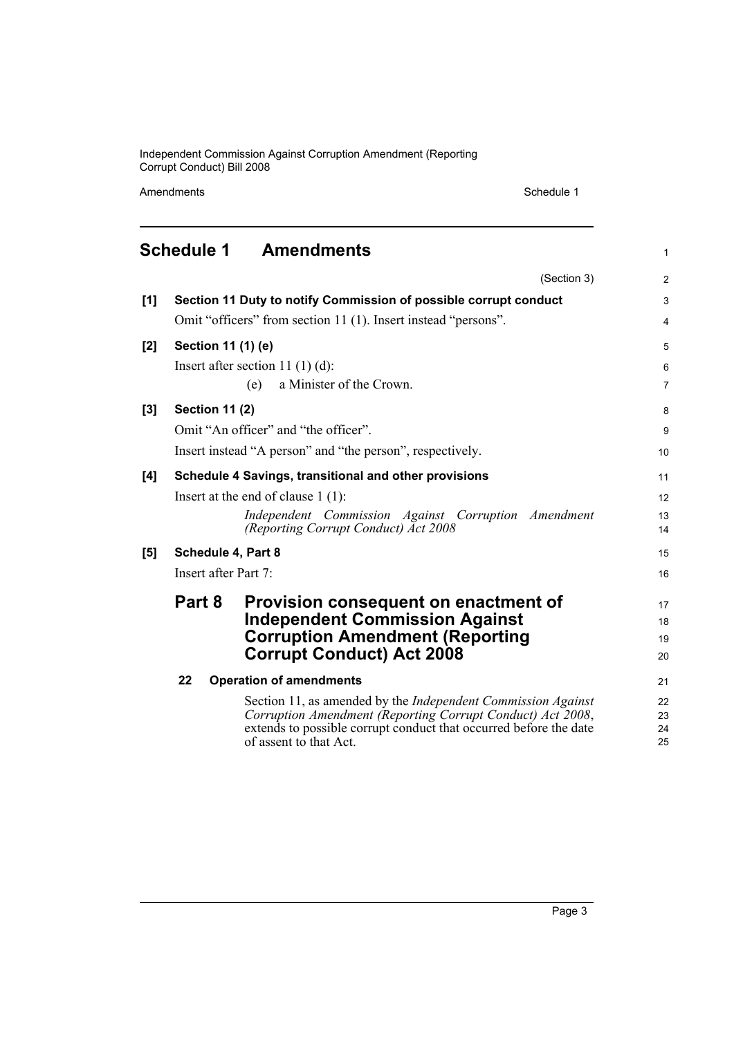## Schedule 1 Amendments

(Section 3)

**[1] Section 11 Duty to notify Commission of possible corrupt conduct**

Omit "officers" from section 11 (1). Insert instead "persons".

**[2] Section 11 (1) (e)**

Insert after section 11 (1) (d):

(e) a Minister of the Crown.

**[3] Section 11 (2)**

Omit "An officer" and "the officer".

Insert instead "A person" and "the person", respectively.

**[4] Schedule 4 Savings, transitional and other provisions**

Insert at the end of clause 1 (1):

*Independent Commission Against Corruption Amendment (Reporting Corrupt Conduct) Act 2008*

**[5] Schedule 4, Part 8**

Insert after Part 7:

### Part 8 Provision consequent on enactment of Independent Commission Against Corruption Amendment (Reporting Corrupt Conduct) Act 2008

**22 Operation of amendments**

Section 11, as amended by the *Independent Commission Against Corruption Amendment (Reporting Corrupt Conduct) Act 2008*, extends to possible corrupt conduct that occurred before the date of assent to that Act.